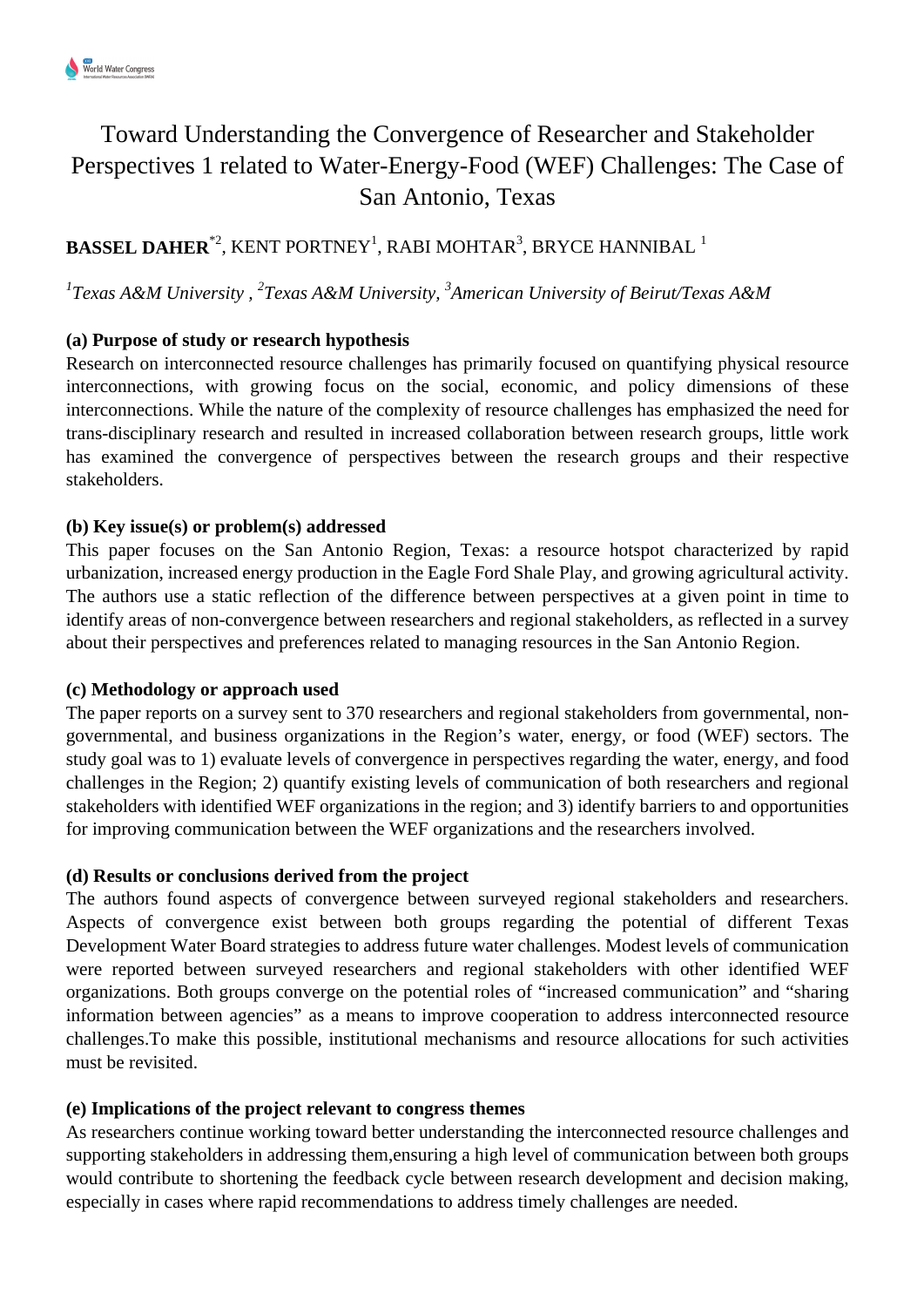# Toward Understanding the Convergence of Researcher and Stakeholder Perspectives 1 related to Water-Energy-Food (WEF) Challenges: The Case of San Antonio, Texas

**BASSEL DAHER**[*2], KENT PORTNEY[1], RABI MOHTAR[3], BRYCE HANNIBAL [1]

[1]*Texas A&M University* , [2]*Texas A&M University*, [3]*American University of Beirut/Texas A&M*

**(a) Purpose of study or research hypothesis**

Research on interconnected resource challenges has primarily focused on quantifying physical resource interconnections, with growing focus on the social, economic, and policy dimensions of these interconnections. While the nature of the complexity of resource challenges has emphasized the need for trans-disciplinary research and resulted in increased collaboration between research groups, little work has examined the convergence of perspectives between the research groups and their respective stakeholders.

**(b) Key issue(s) or problem(s) addressed**

This paper focuses on the San Antonio Region, Texas: a resource hotspot characterized by rapid urbanization, increased energy production in the Eagle Ford Shale Play, and growing agricultural activity. The authors use a static reflection of the difference between perspectives at a given point in time to identify areas of non-convergence between researchers and regional stakeholders, as reflected in a survey about their perspectives and preferences related to managing resources in the San Antonio Region.

**(c) Methodology or approach used**

The paper reports on a survey sent to 370 researchers and regional stakeholders from governmental, non-governmental, and business organizations in the Region's water, energy, or food (WEF) sectors. The study goal was to 1) evaluate levels of convergence in perspectives regarding the water, energy, and food challenges in the Region; 2) quantify existing levels of communication of both researchers and regional stakeholders with identified WEF organizations in the region; and 3) identify barriers to and opportunities for improving communication between the WEF organizations and the researchers involved.

**(d) Results or conclusions derived from the project**

The authors found aspects of convergence between surveyed regional stakeholders and researchers. Aspects of convergence exist between both groups regarding the potential of different Texas Development Water Board strategies to address future water challenges. Modest levels of communication were reported between surveyed researchers and regional stakeholders with other identified WEF organizations. Both groups converge on the potential roles of "increased communication" and "sharing information between agencies" as a means to improve cooperation to address interconnected resource challenges.To make this possible, institutional mechanisms and resource allocations for such activities must be revisited.

**(e) Implications of the project relevant to congress themes**

As researchers continue working toward better understanding the interconnected resource challenges and supporting stakeholders in addressing them,ensuring a high level of communication between both groups would contribute to shortening the feedback cycle between research development and decision making, especially in cases where rapid recommendations to address timely challenges are needed.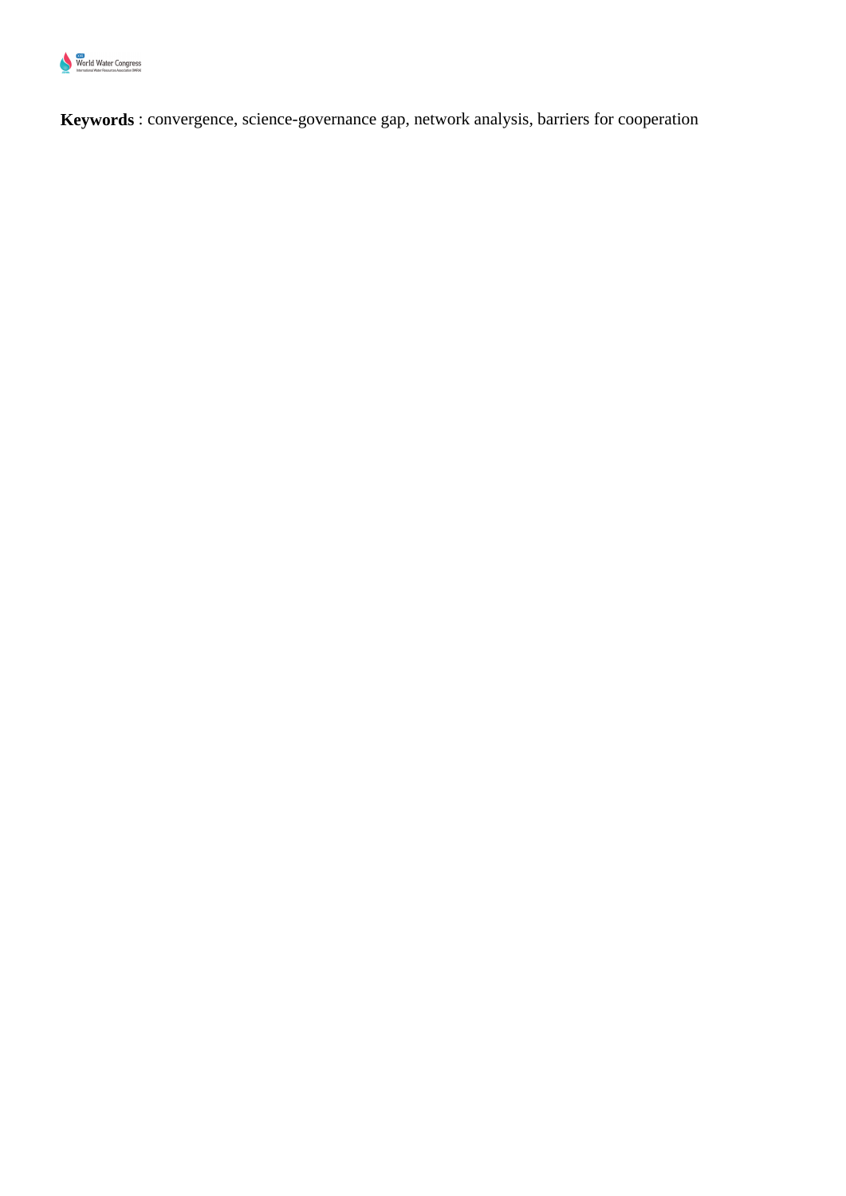**Keywords** : convergence, science-governance gap, network analysis, barriers for cooperation